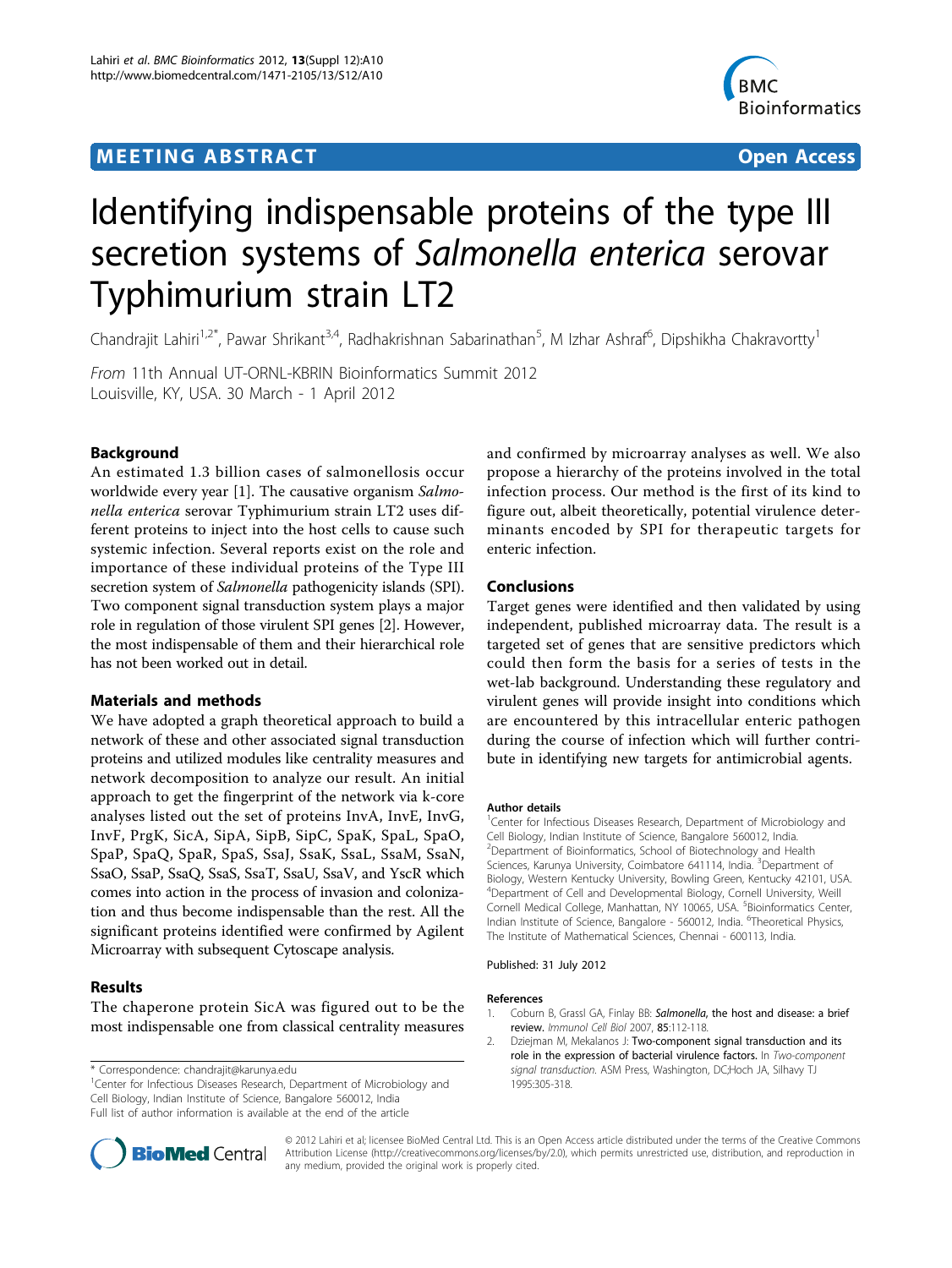MEETING ABSTRACT

Open Access

# Identifying indispensable proteins of the type III secretion systems of *Salmonella enterica* serovar Typhimurium strain LT2

Chandrajit Lahiri[1,2*], Pawar Shrikant[3,4], Radhakrishnan Sabarinathan[5], M Izhar Ashraf[6], Dipshikha Chakravortty[1]

*From* 11th Annual UT-ORNL-KBRIN Bioinformatics Summit 2012
Louisville, KY, USA. 30 March - 1 April 2012

## Background

An estimated 1.3 billion cases of salmonellosis occur worldwide every year [1]. The causative organism *Salmonella enterica* serovar Typhimurium strain LT2 uses different proteins to inject into the host cells to cause such systemic infection. Several reports exist on the role and importance of these individual proteins of the Type III secretion system of *Salmonella* pathogenicity islands (SPI). Two component signal transduction system plays a major role in regulation of those virulent SPI genes [2]. However, the most indispensable of them and their hierarchical role has not been worked out in detail.

## Materials and methods

We have adopted a graph theoretical approach to build a network of these and other associated signal transduction proteins and utilized modules like centrality measures and network decomposition to analyze our result. An initial approach to get the fingerprint of the network via k-core analyses listed out the set of proteins InvA, InvE, InvG, InvF, PrgK, SicA, SipA, SipB, SipC, SpaK, SpaL, SpaO, SpaP, SpaQ, SpaR, SpaS, SsaJ, SsaK, SsaL, SsaM, SsaN, SsaO, SsaP, SsaQ, SsaS, SsaT, SsaU, SsaV, and YscR which comes into action in the process of invasion and colonization and thus become indispensable than the rest. All the significant proteins identified were confirmed by Agilent Microarray with subsequent Cytoscape analysis.

## Results

The chaperone protein SicA was figured out to be the most indispensable one from classical centrality measures and confirmed by microarray analyses as well. We also propose a hierarchy of the proteins involved in the total infection process. Our method is the first of its kind to figure out, albeit theoretically, potential virulence determinants encoded by SPI for therapeutic targets for enteric infection.

## Conclusions

Target genes were identified and then validated by using independent, published microarray data. The result is a targeted set of genes that are sensitive predictors which could then form the basis for a series of tests in the wet-lab background. Understanding these regulatory and virulent genes will provide insight into conditions which are encountered by this intracellular enteric pathogen during the course of infection which will further contribute in identifying new targets for antimicrobial agents.

#### Author details

[1]Center for Infectious Diseases Research, Department of Microbiology and Cell Biology, Indian Institute of Science, Bangalore 560012, India. [2]Department of Bioinformatics, School of Biotechnology and Health Sciences, Karunya University, Coimbatore 641114, India. [3]Department of Biology, Western Kentucky University, Bowling Green, Kentucky 42101, USA. [4]Department of Cell and Developmental Biology, Cornell University, Weill Cornell Medical College, Manhattan, NY 10065, USA. [5]Bioinformatics Center, Indian Institute of Science, Bangalore - 560012, India. [6]Theoretical Physics, The Institute of Mathematical Sciences, Chennai - 600113, India.

Published: 31 July 2012

#### References

1. Coburn B, Grassl GA, Finlay BB: ***Salmonella*, the host and disease: a brief review.** *Immunol Cell Biol* 2007, **85**:112-118.
2. Dziejman M, Mekalanos J: **Two-component signal transduction and its role in the expression of bacterial virulence factors.** In *Two-component signal transduction.* ASM Press, Washington, DC;Hoch JA, Silhavy TJ 1995:305-318.

\* Correspondence: chandrajit@karunya.edu
[1]Center for Infectious Diseases Research, Department of Microbiology and Cell Biology, Indian Institute of Science, Bangalore 560012, India
Full list of author information is available at the end of the article

© 2012 Lahiri et al; licensee BioMed Central Ltd. This is an Open Access article distributed under the terms of the Creative Commons Attribution License (http://creativecommons.org/licenses/by/2.0), which permits unrestricted use, distribution, and reproduction in any medium, provided the original work is properly cited.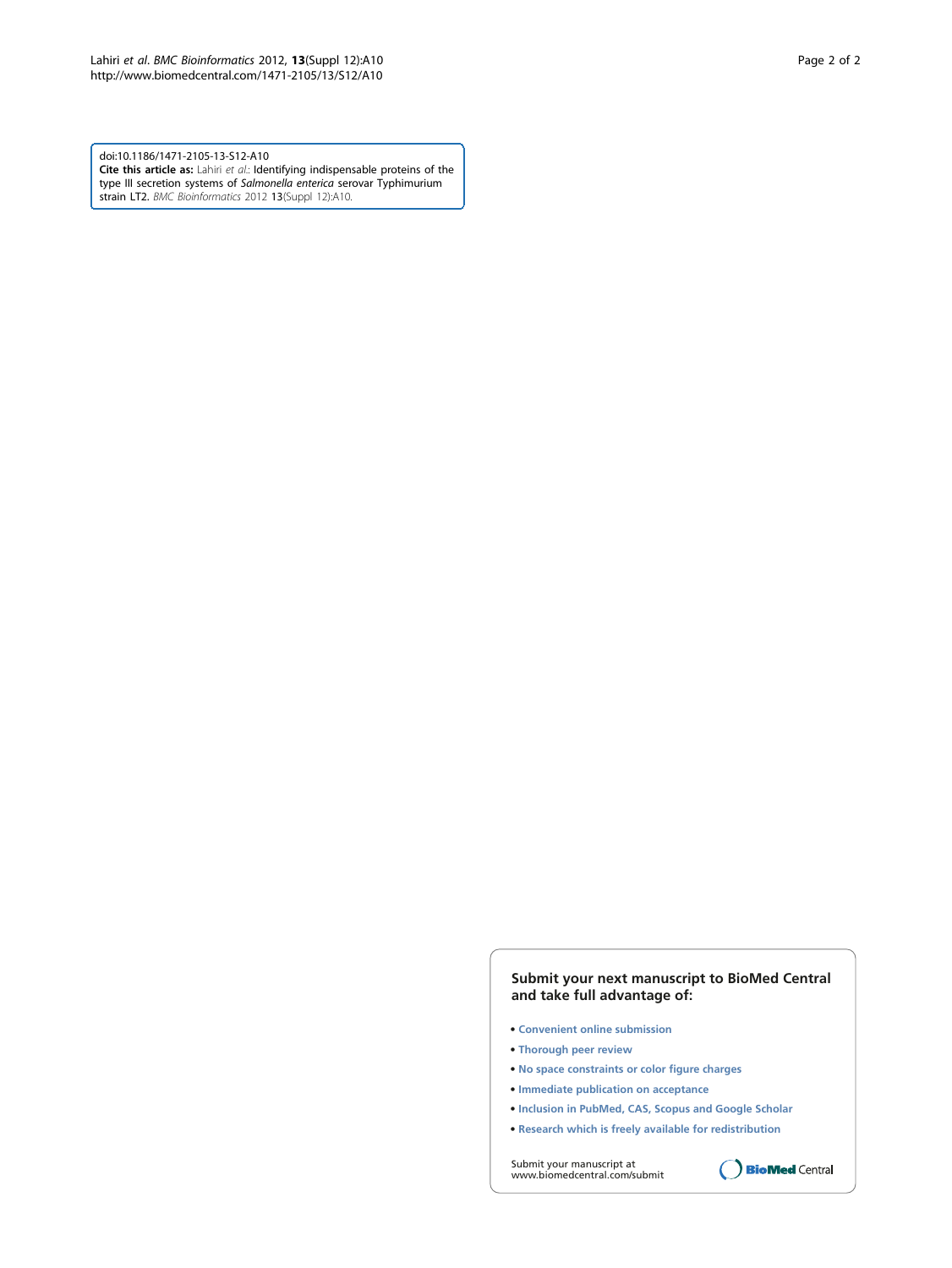doi:10.1186/1471-2105-13-S12-A10

**Cite this article as:** Lahiri *et al.*: Identifying indispensable proteins of the type III secretion systems of *Salmonella enterica* serovar Typhimurium strain LT2. *BMC Bioinformatics* 2012 **13**(Suppl 12):A10.

**Submit your next manuscript to BioMed Central and take full advantage of:**

- **Convenient online submission**
- **Thorough peer review**
- **No space constraints or color figure charges**
- **Immediate publication on acceptance**
- **Inclusion in PubMed, CAS, Scopus and Google Scholar**
- **Research which is freely available for redistribution**

Submit your manuscript at www.biomedcentral.com/submit

BioMed Central